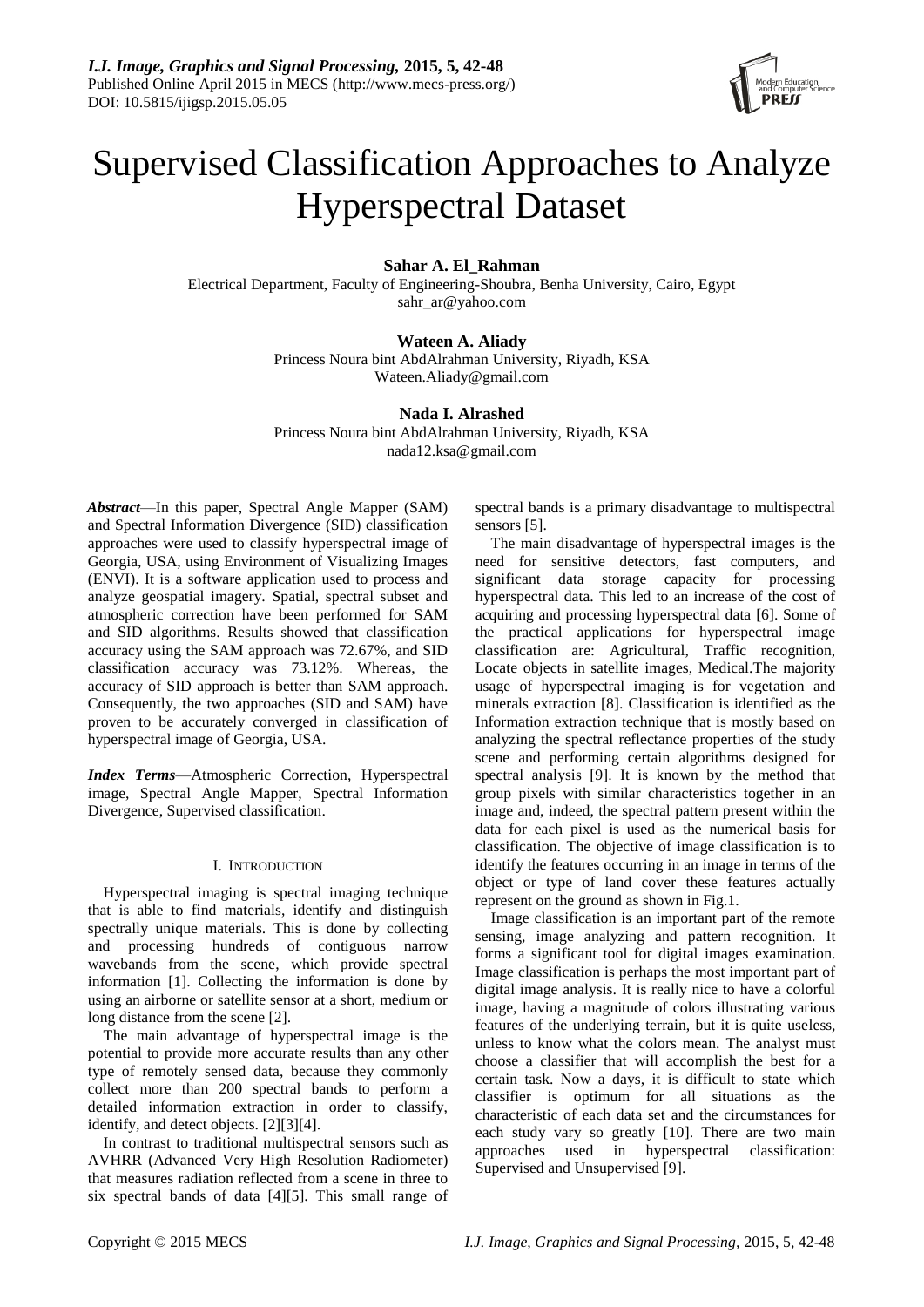# Supervised Classification Approaches to Analyze Hyperspectral Dataset

**Sahar A. El_Rahman**
Electrical Department, Faculty of Engineering-Shoubra, Benha University, Cairo, Egypt
sahr_ar@yahoo.com

**Wateen A. Aliady**
Princess Noura bint AbdAlrahman University, Riyadh, KSA
Wateen.Aliady@gmail.com

**Nada I. Alrashed**
Princess Noura bint AbdAlrahman University, Riyadh, KSA
nada12.ksa@gmail.com

***Abstract***—In this paper, Spectral Angle Mapper (SAM) and Spectral Information Divergence (SID) classification approaches were used to classify hyperspectral image of Georgia, USA, using Environment of Visualizing Images (ENVI). It is a software application used to process and analyze geospatial imagery. Spatial, spectral subset and atmospheric correction have been performed for SAM and SID algorithms. Results showed that classification accuracy using the SAM approach was 72.67%, and SID classification accuracy was 73.12%. Whereas, the accuracy of SID approach is better than SAM approach. Consequently, the two approaches (SID and SAM) have proven to be accurately converged in classification of hyperspectral image of Georgia, USA.

***Index Terms***—Atmospheric Correction, Hyperspectral image, Spectral Angle Mapper, Spectral Information Divergence, Supervised classification.

## I. Introduction

Hyperspectral imaging is spectral imaging technique that is able to find materials, identify and distinguish spectrally unique materials. This is done by collecting and processing hundreds of contiguous narrow wavebands from the scene, which provide spectral information [1]. Collecting the information is done by using an airborne or satellite sensor at a short, medium or long distance from the scene [2].

The main advantage of hyperspectral image is the potential to provide more accurate results than any other type of remotely sensed data, because they commonly collect more than 200 spectral bands to perform a detailed information extraction in order to classify, identify, and detect objects. [2][3][4].

In contrast to traditional multispectral sensors such as AVHRR (Advanced Very High Resolution Radiometer) that measures radiation reflected from a scene in three to six spectral bands of data [4][5]. This small range of spectral bands is a primary disadvantage to multispectral sensors [5].

The main disadvantage of hyperspectral images is the need for sensitive detectors, fast computers, and significant data storage capacity for processing hyperspectral data. This led to an increase of the cost of acquiring and processing hyperspectral data [6]. Some of the practical applications for hyperspectral image classification are: Agricultural, Traffic recognition, Locate objects in satellite images, Medical.The majority usage of hyperspectral imaging is for vegetation and minerals extraction [8]. Classification is identified as the Information extraction technique that is mostly based on analyzing the spectral reflectance properties of the study scene and performing certain algorithms designed for spectral analysis [9]. It is known by the method that group pixels with similar characteristics together in an image and, indeed, the spectral pattern present within the data for each pixel is used as the numerical basis for classification. The objective of image classification is to identify the features occurring in an image in terms of the object or type of land cover these features actually represent on the ground as shown in Fig.1.

Image classification is an important part of the remote sensing, image analyzing and pattern recognition. It forms a significant tool for digital images examination. Image classification is perhaps the most important part of digital image analysis. It is really nice to have a colorful image, having a magnitude of colors illustrating various features of the underlying terrain, but it is quite useless, unless to know what the colors mean. The analyst must choose a classifier that will accomplish the best for a certain task. Now a days, it is difficult to state which classifier is optimum for all situations as the characteristic of each data set and the circumstances for each study vary so greatly [10]. There are two main approaches used in hyperspectral classification: Supervised and Unsupervised [9].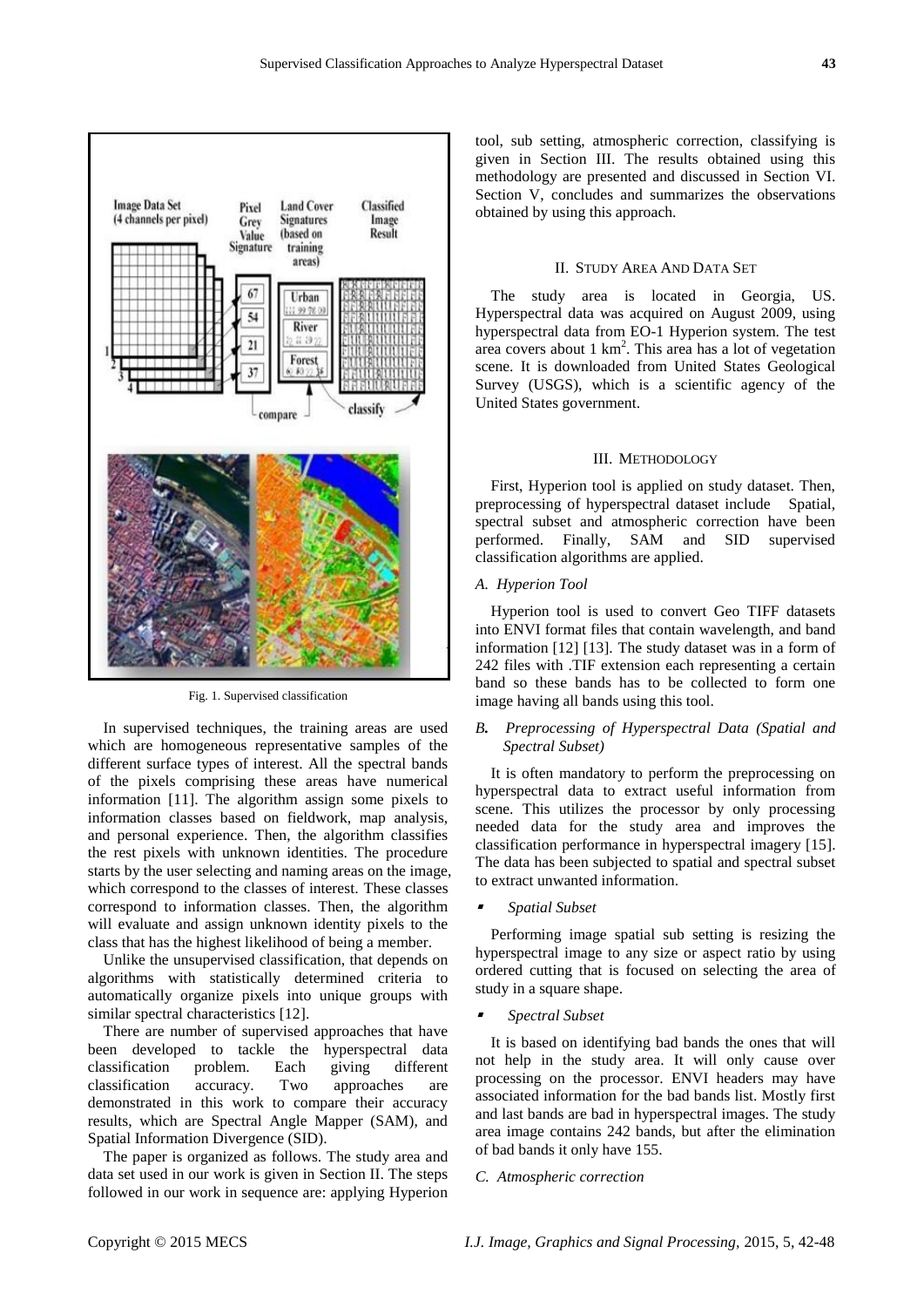Fig. 1. Supervised classification

In supervised techniques, the training areas are used which are homogeneous representative samples of the different surface types of interest. All the spectral bands of the pixels comprising these areas have numerical information [11]. The algorithm assign some pixels to information classes based on fieldwork, map analysis, and personal experience. Then, the algorithm classifies the rest pixels with unknown identities. The procedure starts by the user selecting and naming areas on the image, which correspond to the classes of interest. These classes correspond to information classes. Then, the algorithm will evaluate and assign unknown identity pixels to the class that has the highest likelihood of being a member.

Unlike the unsupervised classification, that depends on algorithms with statistically determined criteria to automatically organize pixels into unique groups with similar spectral characteristics [12].

There are number of supervised approaches that have been developed to tackle the hyperspectral data classification problem. Each giving different classification accuracy. Two approaches are demonstrated in this work to compare their accuracy results, which are Spectral Angle Mapper (SAM), and Spatial Information Divergence (SID).

The paper is organized as follows. The study area and data set used in our work is given in Section II. The steps followed in our work in sequence are: applying Hyperion tool, sub setting, atmospheric correction, classifying is given in Section III. The results obtained using this methodology are presented and discussed in Section VI. Section V, concludes and summarizes the observations obtained by using this approach.

## II. Study Area And Data Set

The study area is located in Georgia, US. Hyperspectral data was acquired on August 2009, using hyperspectral data from EO-1 Hyperion system. The test area covers about 1 km$^2$. This area has a lot of vegetation scene. It is downloaded from United States Geological Survey (USGS), which is a scientific agency of the United States government.

## III. Methodology

First, Hyperion tool is applied on study dataset. Then, preprocessing of hyperspectral dataset include Spatial, spectral subset and atmospheric correction have been performed. Finally, SAM and SID supervised classification algorithms are applied.

### *A. Hyperion Tool*

Hyperion tool is used to convert Geo TIFF datasets into ENVI format files that contain wavelength, and band information [12] [13]. The study dataset was in a form of 242 files with .TIF extension each representing a certain band so these bands has to be collected to form one image having all bands using this tool.

### *B. Preprocessing of Hyperspectral Data (Spatial and Spectral Subset)*

It is often mandatory to perform the preprocessing on hyperspectral data to extract useful information from scene. This utilizes the processor by only processing needed data for the study area and improves the classification performance in hyperspectral imagery [15]. The data has been subjected to spatial and spectral subset to extract unwanted information.

- *Spatial Subset*

Performing image spatial sub setting is resizing the hyperspectral image to any size or aspect ratio by using ordered cutting that is focused on selecting the area of study in a square shape.

- *Spectral Subset*

It is based on identifying bad bands the ones that will not help in the study area. It will only cause over processing on the processor. ENVI headers may have associated information for the bad bands list. Mostly first and last bands are bad in hyperspectral images. The study area image contains 242 bands, but after the elimination of bad bands it only have 155.

### *C. Atmospheric correction*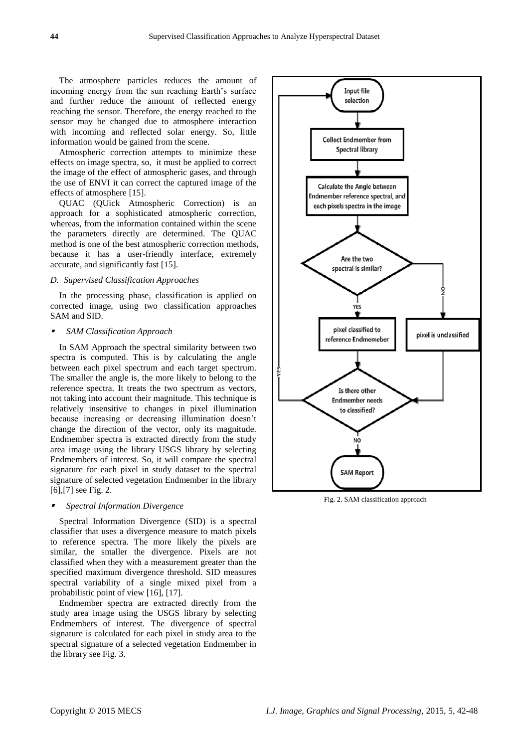The atmosphere particles reduces the amount of incoming energy from the sun reaching Earth's surface and further reduce the amount of reflected energy reaching the sensor. Therefore, the energy reached to the sensor may be changed due to atmosphere interaction with incoming and reflected solar energy. So, little information would be gained from the scene.

Atmospheric correction attempts to minimize these effects on image spectra, so, it must be applied to correct the image of the effect of atmospheric gases, and through the use of ENVI it can correct the captured image of the effects of atmosphere [15].

QUAC (QUick Atmospheric Correction) is an approach for a sophisticated atmospheric correction, whereas, from the information contained within the scene the parameters directly are determined. The QUAC method is one of the best atmospheric correction methods, because it has a user-friendly interface, extremely accurate, and significantly fast [15].

### *D. Supervised Classification Approaches*

In the processing phase, classification is applied on corrected image, using two classification approaches SAM and SID.

- *SAM Classification Approach*

In SAM Approach the spectral similarity between two spectra is computed. This is by calculating the angle between each pixel spectrum and each target spectrum. The smaller the angle is, the more likely to belong to the reference spectra. It treats the two spectrum as vectors, not taking into account their magnitude. This technique is relatively insensitive to changes in pixel illumination because increasing or decreasing illumination doesn't change the direction of the vector, only its magnitude. Endmember spectra is extracted directly from the study area image using the library USGS library by selecting Endmembers of interest. So, it will compare the spectral signature for each pixel in study dataset to the spectral signature of selected vegetation Endmember in the library [6],[7] see Fig. 2.

- *Spectral Information Divergence*

Spectral Information Divergence (SID) is a spectral classifier that uses a divergence measure to match pixels to reference spectra. The more likely the pixels are similar, the smaller the divergence. Pixels are not classified when they with a measurement greater than the specified maximum divergence threshold. SID measures spectral variability of a single mixed pixel from a probabilistic point of view [16], [17].

Endmember spectra are extracted directly from the study area image using the USGS library by selecting Endmembers of interest. The divergence of spectral signature is calculated for each pixel in study area to the spectral signature of a selected vegetation Endmember in the library see Fig. 3.

Input file selection → Collect Endmember from Spectral library → Calculate the Angle between Endmember reference spectral, and each pixels spectra in the image → Are the two spectral is similar? (YES: pixel classified to reference Endmemeber; NO: pixel is unclassified) → Is there other Endmember needs to classified? (YES: back to Input file selection; NO: SAM Report)

Fig. 2. SAM classification approach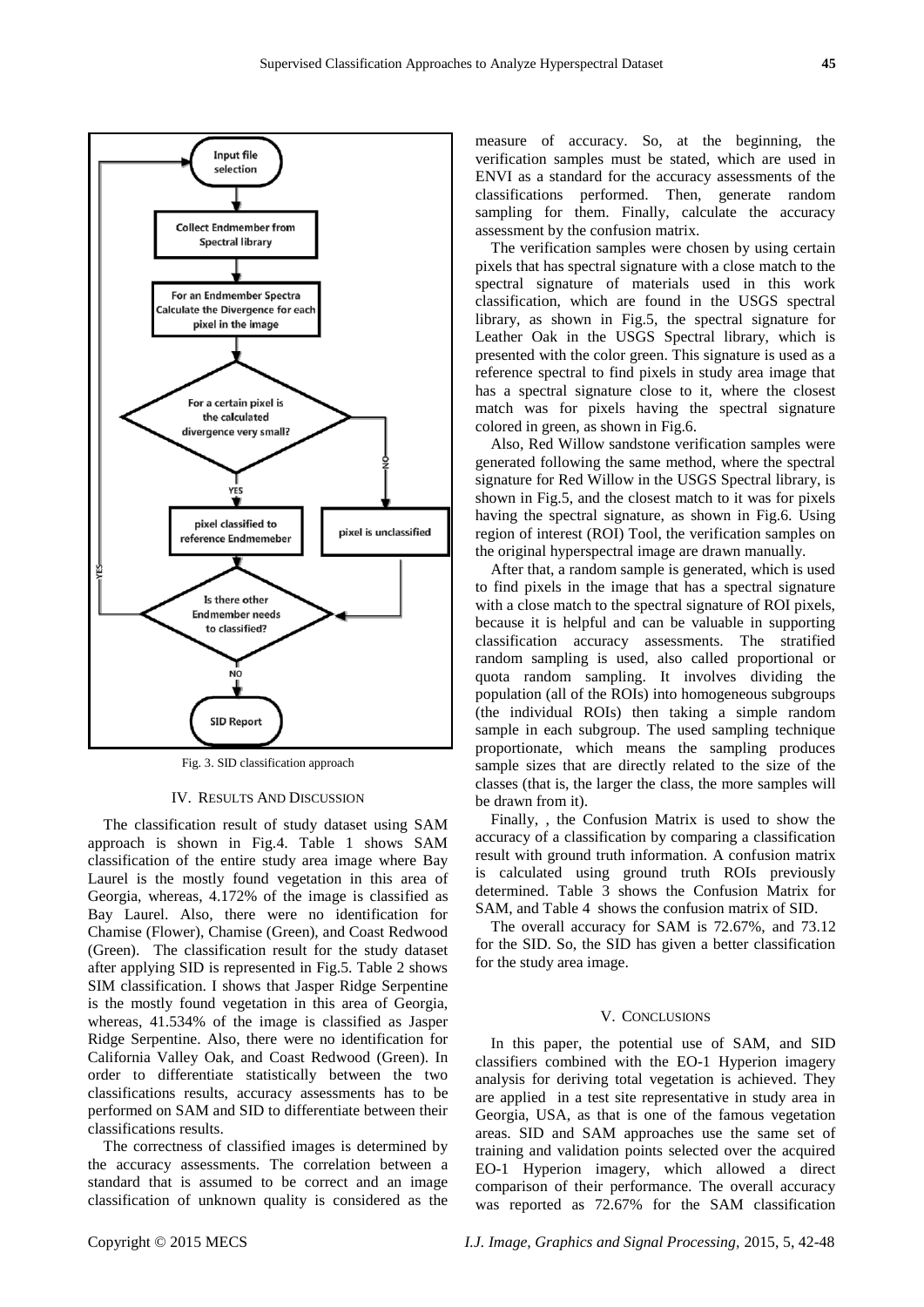Fig. 3. SID classification approach

## IV. Results And Discussion

The classification result of study dataset using SAM approach is shown in Fig.4. Table 1 shows SAM classification of the entire study area image where Bay Laurel is the mostly found vegetation in this area of Georgia, whereas, 4.172% of the image is classified as Bay Laurel. Also, there were no identification for Chamise (Flower), Chamise (Green), and Coast Redwood (Green). The classification result for the study dataset after applying SID is represented in Fig.5. Table 2 shows SIM classification. I shows that Jasper Ridge Serpentine is the mostly found vegetation in this area of Georgia, whereas, 41.534% of the image is classified as Jasper Ridge Serpentine. Also, there were no identification for California Valley Oak, and Coast Redwood (Green). In order to differentiate statistically between the two classifications results, accuracy assessments has to be performed on SAM and SID to differentiate between their classifications results.

The correctness of classified images is determined by the accuracy assessments. The correlation between a standard that is assumed to be correct and an image classification of unknown quality is considered as the measure of accuracy. So, at the beginning, the verification samples must be stated, which are used in ENVI as a standard for the accuracy assessments of the classifications performed. Then, generate random sampling for them. Finally, calculate the accuracy assessment by the confusion matrix.

The verification samples were chosen by using certain pixels that has spectral signature with a close match to the spectral signature of materials used in this work classification, which are found in the USGS spectral library, as shown in Fig.5, the spectral signature for Leather Oak in the USGS Spectral library, which is presented with the color green. This signature is used as a reference spectral to find pixels in study area image that has a spectral signature close to it, where the closest match was for pixels having the spectral signature colored in green, as shown in Fig.6.

Also, Red Willow sandstone verification samples were generated following the same method, where the spectral signature for Red Willow in the USGS Spectral library, is shown in Fig.5, and the closest match to it was for pixels having the spectral signature, as shown in Fig.6. Using region of interest (ROI) Tool, the verification samples on the original hyperspectral image are drawn manually.

After that, a random sample is generated, which is used to find pixels in the image that has a spectral signature with a close match to the spectral signature of ROI pixels, because it is helpful and can be valuable in supporting classification accuracy assessments. The stratified random sampling is used, also called proportional or quota random sampling. It involves dividing the population (all of the ROIs) into homogeneous subgroups (the individual ROIs) then taking a simple random sample in each subgroup. The used sampling technique proportionate, which means the sampling produces sample sizes that are directly related to the size of the classes (that is, the larger the class, the more samples will be drawn from it).

Finally, , the Confusion Matrix is used to show the accuracy of a classification by comparing a classification result with ground truth information. A confusion matrix is calculated using ground truth ROIs previously determined. Table 3 shows the Confusion Matrix for SAM, and Table 4 shows the confusion matrix of SID.

The overall accuracy for SAM is 72.67%, and 73.12 for the SID. So, the SID has given a better classification for the study area image.

## V. Conclusions

In this paper, the potential use of SAM, and SID classifiers combined with the EO-1 Hyperion imagery analysis for deriving total vegetation is achieved. They are applied in a test site representative in study area in Georgia, USA, as that is one of the famous vegetation areas. SID and SAM approaches use the same set of training and validation points selected over the acquired EO-1 Hyperion imagery, which allowed a direct comparison of their performance. The overall accuracy was reported as 72.67% for the SAM classification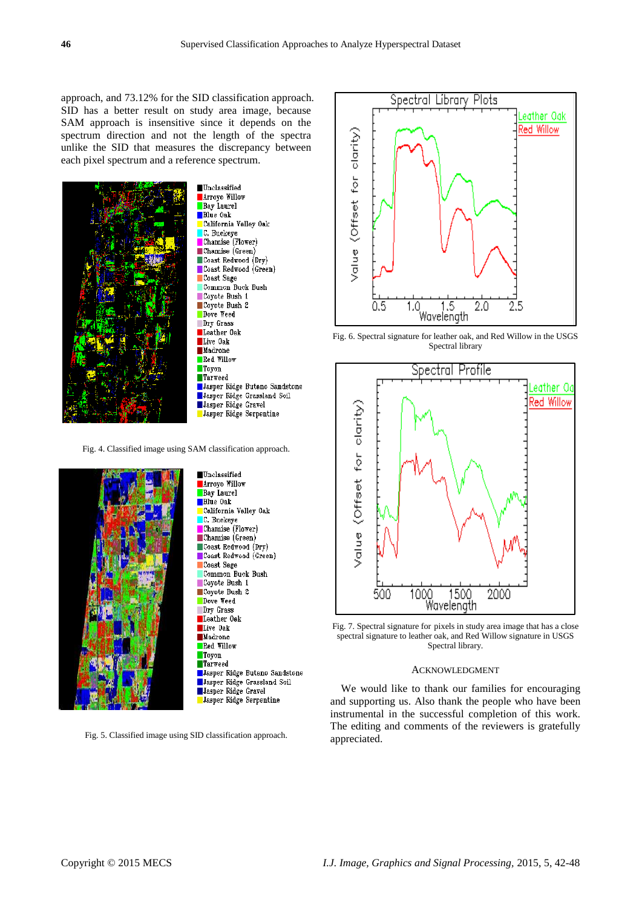approach, and 73.12% for the SID classification approach. SID has a better result on study area image, because SAM approach is insensitive since it depends on the spectrum direction and not the length of the spectra unlike the SID that measures the discrepancy between each pixel spectrum and a reference spectrum.

Fig. 4. Classified image using SAM classification approach.

Fig. 5. Classified image using SID classification approach.

Fig. 6. Spectral signature for leather oak, and Red Willow in the USGS Spectral library

Fig. 7. Spectral signature for pixels in study area image that has a close spectral signature to leather oak, and Red Willow signature in USGS Spectral library.

## ACKNOWLEDGMENT

We would like to thank our families for encouraging and supporting us. Also thank the people who have been instrumental in the successful completion of this work. The editing and comments of the reviewers is gratefully appreciated.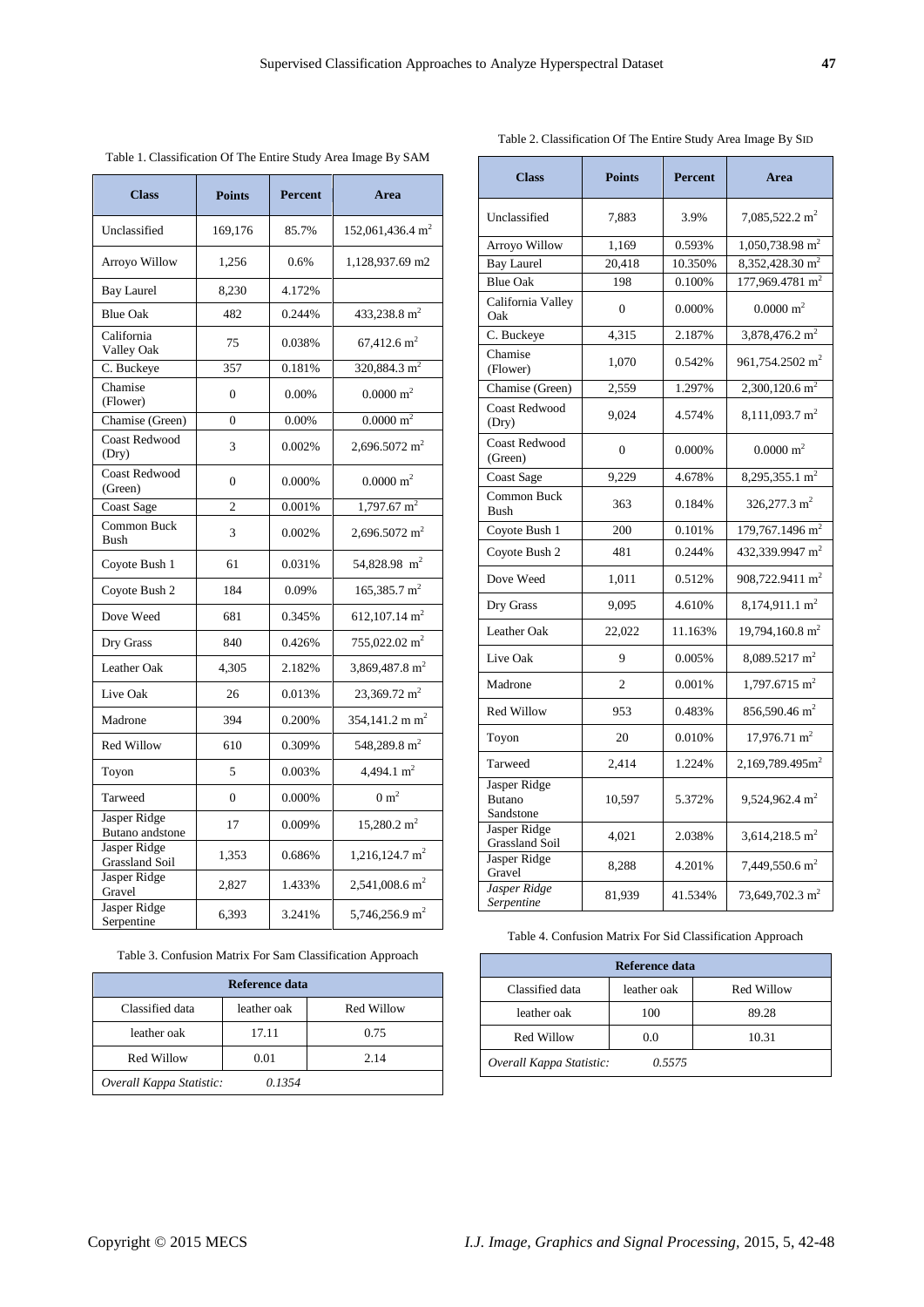Table 1. Classification Of The Entire Study Area Image By SAM

| Class | Points | Percent | Area |
|---|---|---|---|
| Unclassified | 169,176 | 85.7% | 152,061,436.4 $m^2$ |
| Arroyo Willow | 1,256 | 0.6% | 1,128,937.69 m2 |
| Bay Laurel | 8,230 | 4.172% | |
| Blue Oak | 482 | 0.244% | 433,238.8 $m^2$ |
| California Valley Oak | 75 | 0.038% | 67,412.6 $m^2$ |
| C. Buckeye | 357 | 0.181% | 320,884.3 $m^2$ |
| Chamise (Flower) | 0 | 0.00% | 0.0000 $m^2$ |
| Chamise (Green) | 0 | 0.00% | 0.0000 $m^2$ |
| Coast Redwood (Dry) | 3 | 0.002% | 2,696.5072 $m^2$ |
| Coast Redwood (Green) | 0 | 0.000% | 0.0000 $m^2$ |
| Coast Sage | 2 | 0.001% | 1,797.67 $m^2$ |
| Common Buck Bush | 3 | 0.002% | 2,696.5072 $m^2$ |
| Coyote Bush 1 | 61 | 0.031% | 54,828.98 $m^2$ |
| Coyote Bush 2 | 184 | 0.09% | 165,385.7 $m^2$ |
| Dove Weed | 681 | 0.345% | 612,107.14 $m^2$ |
| Dry Grass | 840 | 0.426% | 755,022.02 $m^2$ |
| Leather Oak | 4,305 | 2.182% | 3,869,487.8 $m^2$ |
| Live Oak | 26 | 0.013% | 23,369.72 $m^2$ |
| Madrone | 394 | 0.200% | 354,141.2 m $m^2$ |
| Red Willow | 610 | 0.309% | 548,289.8 $m^2$ |
| Toyon | 5 | 0.003% | 4,494.1 $m^2$ |
| Tarweed | 0 | 0.000% | 0 $m^2$ |
| Jasper Ridge Butano andstone | 17 | 0.009% | 15,280.2 $m^2$ |
| Jasper Ridge Grassland Soil | 1,353 | 0.686% | 1,216,124.7 $m^2$ |
| Jasper Ridge Gravel | 2,827 | 1.433% | 2,541,008.6 $m^2$ |
| Jasper Ridge Serpentine | 6,393 | 3.241% | 5,746,256.9 $m^2$ |

Table 2. Classification Of The Entire Study Area Image By SID

| Class | Points | Percent | Area |
|---|---|---|---|
| Unclassified | 7,883 | 3.9% | 7,085,522.2 $m^2$ |
| Arroyo Willow | 1,169 | 0.593% | 1,050,738.98 $m^2$ |
| Bay Laurel | 20,418 | 10.350% | 8,352,428.30 $m^2$ |
| Blue Oak | 198 | 0.100% | 177,969.4781 $m^2$ |
| California Valley Oak | 0 | 0.000% | 0.0000 $m^2$ |
| C. Buckeye | 4,315 | 2.187% | 3,878,476.2 $m^2$ |
| Chamise (Flower) | 1,070 | 0.542% | 961,754.2502 $m^2$ |
| Chamise (Green) | 2,559 | 1.297% | 2,300,120.6 $m^2$ |
| Coast Redwood (Dry) | 9,024 | 4.574% | 8,111,093.7 $m^2$ |
| Coast Redwood (Green) | 0 | 0.000% | 0.0000 $m^2$ |
| Coast Sage | 9,229 | 4.678% | 8,295,355.1 $m^2$ |
| Common Buck Bush | 363 | 0.184% | 326,277.3 $m^2$ |
| Coyote Bush 1 | 200 | 0.101% | 179,767.1496 $m^2$ |
| Coyote Bush 2 | 481 | 0.244% | 432,339.9947 $m^2$ |
| Dove Weed | 1,011 | 0.512% | 908,722.9411 $m^2$ |
| Dry Grass | 9,095 | 4.610% | 8,174,911.1 $m^2$ |
| Leather Oak | 22,022 | 11.163% | 19,794,160.8 $m^2$ |
| Live Oak | 9 | 0.005% | 8,089.5217 $m^2$ |
| Madrone | 2 | 0.001% | 1,797.6715 $m^2$ |
| Red Willow | 953 | 0.483% | 856,590.46 $m^2$ |
| Toyon | 20 | 0.010% | 17,976.71 $m^2$ |
| Tarweed | 2,414 | 1.224% | 2,169,789.495$m^2$ |
| Jasper Ridge Butano Sandstone | 10,597 | 5.372% | 9,524,962.4 $m^2$ |
| Jasper Ridge Grassland Soil | 4,021 | 2.038% | 3,614,218.5 $m^2$ |
| Jasper Ridge Gravel | 8,288 | 4.201% | 7,449,550.6 $m^2$ |
| *Jasper Ridge Serpentine* | 81,939 | 41.534% | 73,649,702.3 $m^2$ |

Table 3. Confusion Matrix For Sam Classification Approach

| Reference data | | |
|---|---|---|
| Classified data | leather oak | Red Willow |
| leather oak | 17.11 | 0.75 |
| Red Willow | 0.01 | 2.14 |
| *Overall Kappa Statistic:* | *0.1354* | |

Table 4. Confusion Matrix For Sid Classification Approach

| Reference data | | |
|---|---|---|
| Classified data | leather oak | Red Willow |
| leather oak | 100 | 89.28 |
| Red Willow | 0.0 | 10.31 |
| *Overall Kappa Statistic:* | *0.5575* | |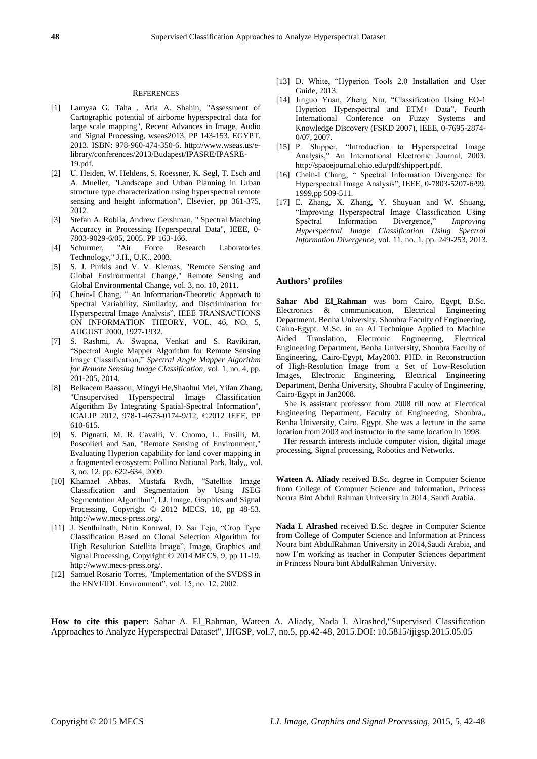## REFERENCES

[1] Lamyaa G. Taha , Atia A. Shahin, "Assessment of Cartographic potential of airborne hyperspectral data for large scale mapping", Recent Advances in Image, Audio and Signal Processing, wseas2013, PP 143-153. EGYPT, 2013. ISBN: 978-960-474-350-6. http://www.wseas.us/e-library/conferences/2013/Budapest/IPASRE/IPASRE-19.pdf.

[2] U. Heiden, W. Heldens, S. Roessner, K. Segl, T. Esch and A. Mueller, "Landscape and Urban Planning in Urban structure type characterization using hyperspectral remote sensing and height information", Elsevier, pp 361-375, 2012.

[3] Stefan A. Robila, Andrew Gershman, " Spectral Matching Accuracy in Processing Hyperspectral Data", IEEE, 0-7803-9029-6/05, 2005. PP 163-166.

[4] Schurmer, "Air Force Research Laboratories Technology," J.H., U.K., 2003.

[5] S. J. Purkis and V. V. Klemas, "Remote Sensing and Global Environmental Change," Remote Sensing and Global Environmental Change, vol. 3, no. 10, 2011.

[6] Chein-I Chang, " An Information-Theoretic Approach to Spectral Variability, Similarity, and Discrimination for Hyperspectral Image Analysis", IEEE TRANSACTIONS ON INFORMATION THEORY, VOL. 46, NO. 5, AUGUST 2000, 1927-1932.

[7] S. Rashmi, A. Swapna, Venkat and S. Ravikiran, "Spectral Angle Mapper Algorithm for Remote Sensing Image Classification," *Spectral Angle Mapper Algorithm for Remote Sensing Image Classification,* vol. 1, no. 4, pp. 201-205, 2014.

[8] Belkacem Baassou, Mingyi He,Shaohui Mei, Yifan Zhang, "Unsupervised Hyperspectral Image Classification Algorithm By Integrating Spatial-Spectral Information", ICALIP 2012, 978-1-4673-0174-9/12, ©2012 IEEE, PP 610-615.

[9] S. Pignatti, M. R. Cavalli, V. Cuomo, L. Fusilli, M. Poscolieri and San, "Remote Sensing of Environment," Evaluating Hyperion capability for land cover mapping in a fragmented ecosystem: Pollino National Park, Italy,, vol. 3, no. 12, pp. 622-634, 2009.

[10] Khamael Abbas, Mustafa Rydh, "Satellite Image Classification and Segmentation by Using JSEG Segmentation Algorithm", I.J. Image, Graphics and Signal Processing, Copyright © 2012 MECS, 10, pp 48-53. http://www.mecs-press.org/.

[11] J. Senthilnath, Nitin Karnwal, D. Sai Teja, "Crop Type Classification Based on Clonal Selection Algorithm for High Resolution Satellite Image", Image, Graphics and Signal Processing, Copyright © 2014 MECS, 9, pp 11-19. http://www.mecs-press.org/.

[12] Samuel Rosario Torres, "Implementation of the SVDSS in the ENVI/IDL Environment", vol. 15, no. 12, 2002.

[13] D. White, "Hyperion Tools 2.0 Installation and User Guide, 2013.

[14] Jinguo Yuan, Zheng Niu, "Classification Using EO-1 Hyperion Hyperspectral and ETM+ Data", Fourth International Conference on Fuzzy Systems and Knowledge Discovery (FSKD 2007), IEEE, 0-7695-2874-0/07, 2007.

[15] P. Shipper, "Introduction to Hyperspectral Image Analysis," An International Electronic Journal, 2003. http://spacejournal.ohio.edu/pdf/shippert.pdf.

[16] Chein-I Chang, " Spectral Information Divergence for Hyperspectral Image Analysis", IEEE, 0-7803-5207-6/99, 1999,pp 509-511.

[17] E. Zhang, X. Zhang, Y. Shuyuan and W. Shuang, "Improving Hyperspectral Image Classification Using Spectral Information Divergence," *Improving Hyperspectral Image Classification Using Spectral Information Divergence,* vol. 11, no. 1, pp. 249-253, 2013.

### Authors' profiles

**Sahar Abd El_Rahman** was born Cairo, Egypt, B.Sc. Electronics & communication, Electrical Engineering Department. Benha University, Shoubra Faculty of Engineering, Cairo-Egypt. M.Sc. in an AI Technique Applied to Machine Aided Translation, Electronic Engineering, Electrical Engineering Department, Benha University, Shoubra Faculty of Engineering, Cairo-Egypt, May2003. PHD. in Reconstruction of High-Resolution Image from a Set of Low-Resolution Images, Electronic Engineering, Electrical Engineering Department, Benha University, Shoubra Faculty of Engineering, Cairo-Egypt in Jan2008.

She is assistant professor from 2008 till now at Electrical Engineering Department, Faculty of Engineering, Shoubra,, Benha University, Cairo, Egypt. She was a lecture in the same location from 2003 and instructor in the same location in 1998.

Her research interests include computer vision, digital image processing, Signal processing, Robotics and Networks.

**Wateen A. Aliady** received B.Sc. degree in Computer Science from College of Computer Science and Information, Princess Noura Bint Abdul Rahman University in 2014, Saudi Arabia.

**Nada I. Alrashed** received B.Sc. degree in Computer Science from College of Computer Science and Information at Princess Noura bint AbdulRahman University in 2014,Saudi Arabia, and now I'm working as teacher in Computer Sciences department in Princess Noura bint AbdulRahman University.

**How to cite this paper:** Sahar A. El_Rahman, Wateen A. Aliady, Nada I. Alrashed,"Supervised Classification Approaches to Analyze Hyperspectral Dataset", IJIGSP, vol.7, no.5, pp.42-48, 2015.DOI: 10.5815/ijigsp.2015.05.05